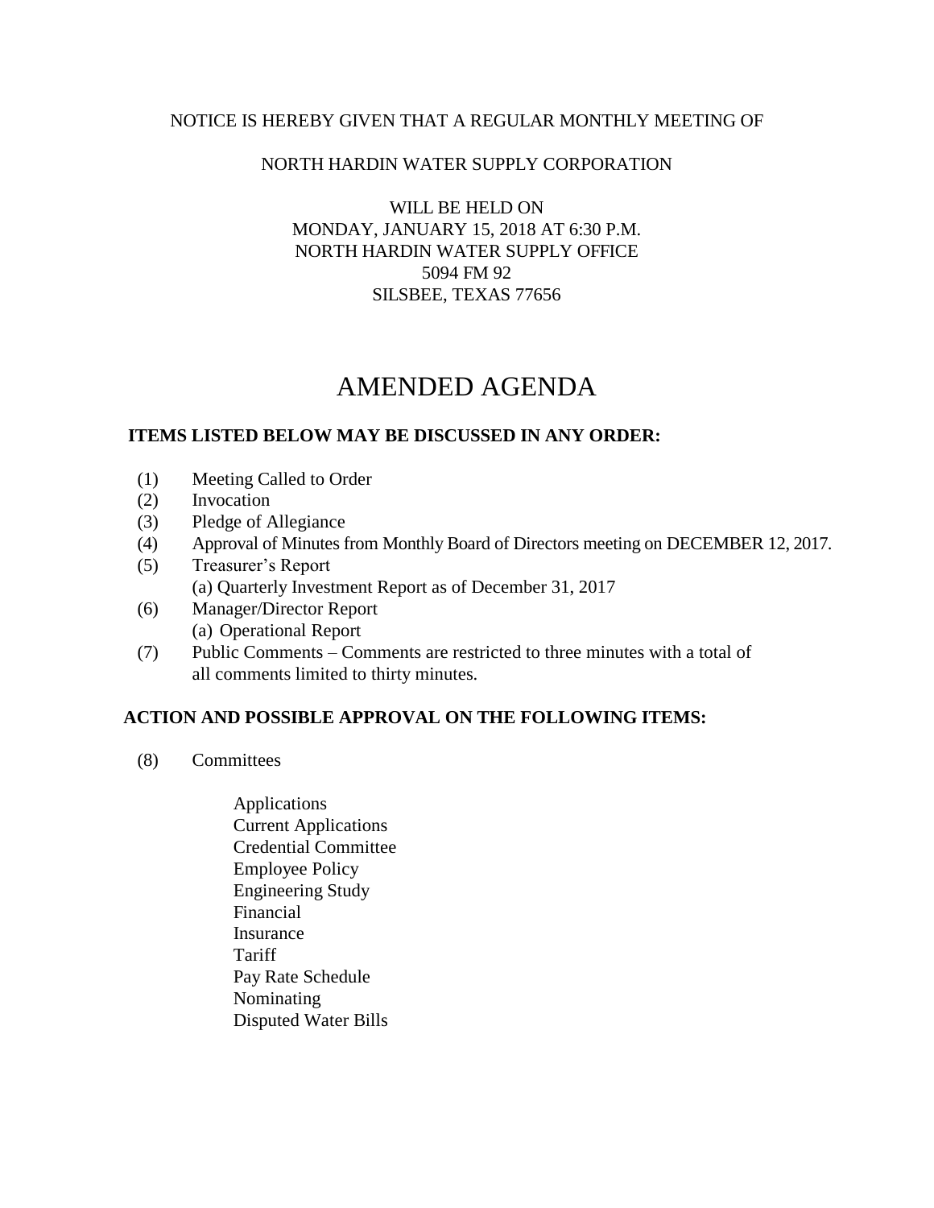NOTICE IS HEREBY GIVEN THAT A REGULAR MONTHLY MEETING OF

NORTH HARDIN WATER SUPPLY CORPORATION

WILL BE HELD ON
MONDAY, JANUARY 15, 2018 AT 6:30 P.M.
NORTH HARDIN WATER SUPPLY OFFICE
5094 FM 92
SILSBEE, TEXAS 77656

# AMENDED AGENDA

**ITEMS LISTED BELOW MAY BE DISCUSSED IN ANY ORDER:**

(1) Meeting Called to Order
(2) Invocation
(3) Pledge of Allegiance
(4) Approval of Minutes from Monthly Board of Directors meeting on DECEMBER 12, 2017.
(5) Treasurer's Report
  (a) Quarterly Investment Report as of December 31, 2017
(6) Manager/Director Report
  (a) Operational Report
(7) Public Comments – Comments are restricted to three minutes with a total of all comments limited to thirty minutes.

**ACTION AND POSSIBLE APPROVAL ON THE FOLLOWING ITEMS:**

(8) Committees

  Applications
  Current Applications
  Credential Committee
  Employee Policy
  Engineering Study
  Financial
  Insurance
  Tariff
  Pay Rate Schedule
  Nominating
  Disputed Water Bills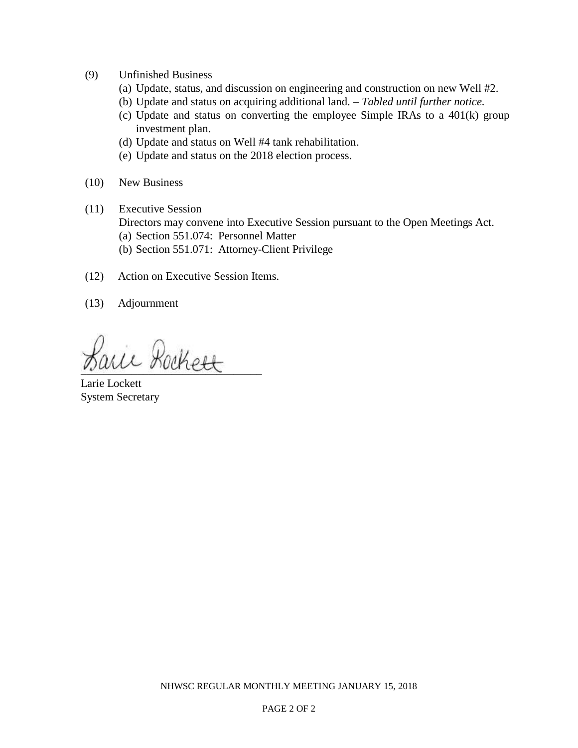(9) Unfinished Business

(a) Update, status, and discussion on engineering and construction on new Well #2.

(b) Update and status on acquiring additional land. – *Tabled until further notice.*

(c) Update and status on converting the employee Simple IRAs to a 401(k) group investment plan.

(d) Update and status on Well #4 tank rehabilitation.

(e) Update and status on the 2018 election process.

(10) New Business

(11) Executive Session

Directors may convene into Executive Session pursuant to the Open Meetings Act.

(a) Section 551.074: Personnel Matter

(b) Section 551.071: Attorney-Client Privilege

(12) Action on Executive Session Items.

(13) Adjournment

Larie Lockett

Larie Lockett
System Secretary